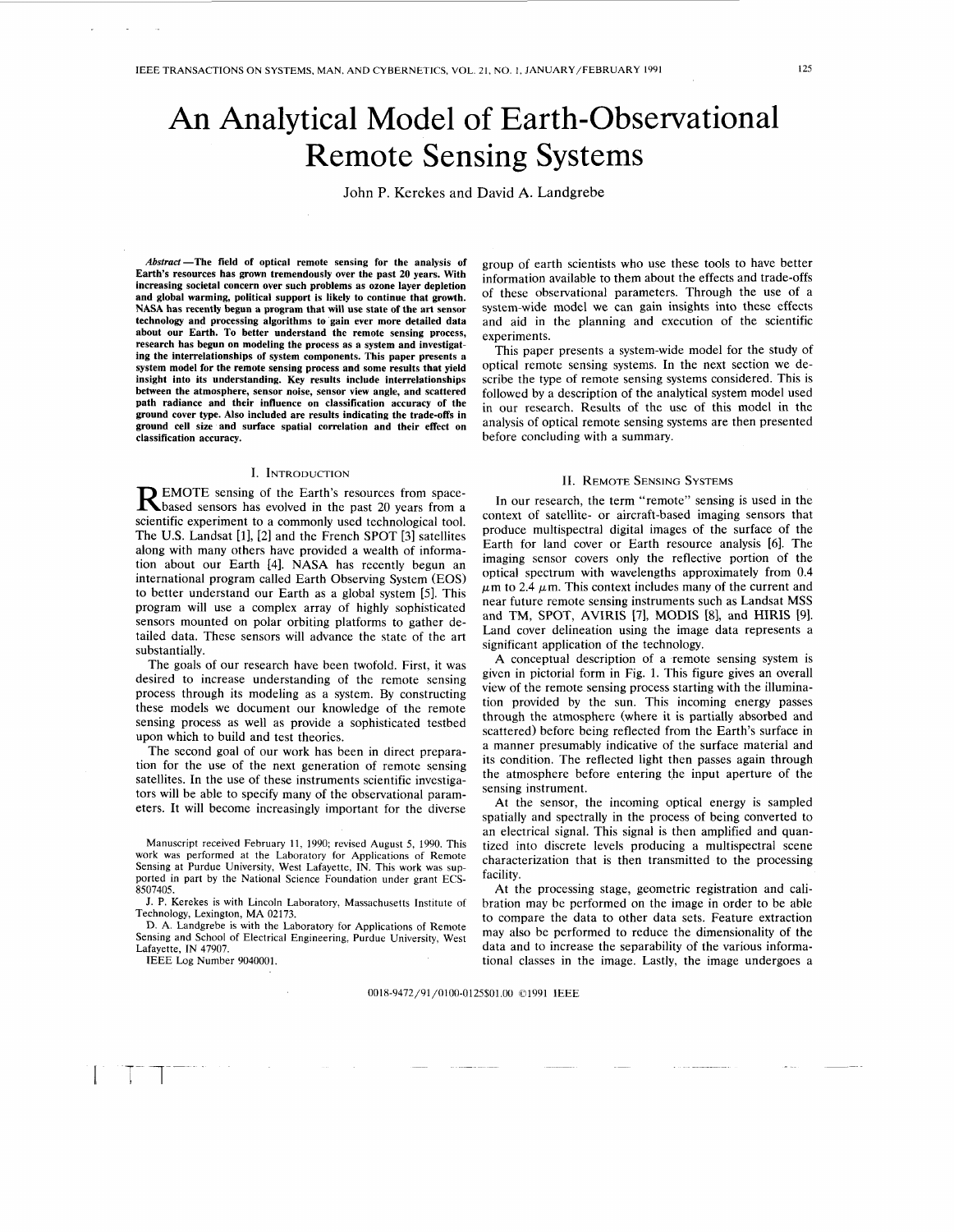# An Analytical Model of Earth-Observational Remote Sensing Systems

John P. Kerekes and David A. Landgrebe

***Abstract*—The field of optical remote sensing for the analysis of Earth's resources has grown tremendously over the past 20 years. With increasing societal concern over such problems as ozone layer depletion and global warming, political support is likely to continue that growth. NASA has recently begun a program that will use state of the art sensor technology and processing algorithms to gain ever more detailed data about our Earth. To better understand the remote sensing process, research has begun on modeling the process as a system and investigating the interrelationships of system components. This paper presents a system model for the remote sensing process and some results that yield insight into its understanding. Key results include interrelationships between the atmosphere, sensor noise, sensor view angle, and scattered path radiance and their influence on classification accuracy of the ground cover type. Also included are results indicating the trade-offs in ground cell size and surface spatial correlation and their effect on classification accuracy.**

## I. Introduction

Remote sensing of the Earth's resources from space-based sensors has evolved in the past 20 years from a scientific experiment to a commonly used technological tool. The U.S. Landsat [1], [2] and the French SPOT [3] satellites along with many others have provided a wealth of information about our Earth [4]. NASA has recently begun an international program called Earth Observing System (EOS) to better understand our Earth as a global system [5]. This program will use a complex array of highly sophisticated sensors mounted on polar orbiting platforms to gather detailed data. These sensors will advance the state of the art substantially.

The goals of our research have been twofold. First, it was desired to increase understanding of the remote sensing process through its modeling as a system. By constructing these models we document our knowledge of the remote sensing process as well as provide a sophisticated testbed upon which to build and test theories.

The second goal of our work has been in direct preparation for the use of the next generation of remote sensing satellites. In the use of these instruments scientific investigators will be able to specify many of the observational parameters. It will become increasingly important for the diverse group of earth scientists who use these tools to have better information available to them about the effects and trade-offs of these observational parameters. Through the use of a system-wide model we can gain insights into these effects and aid in the planning and execution of the scientific experiments.

This paper presents a system-wide model for the study of optical remote sensing systems. In the next section we describe the type of remote sensing systems considered. This is followed by a description of the analytical system model used in our research. Results of the use of this model in the analysis of optical remote sensing systems are then presented before concluding with a summary.

Manuscript received February 11, 1990; revised August 5, 1990. This work was performed at the Laboratory for Applications of Remote Sensing at Purdue University, West Lafayette, IN. This work was supported in part by the National Science Foundation under grant ECS-8507405.

J. P. Kerekes is with Lincoln Laboratory, Massachusetts Institute of Technology, Lexington, MA 02173.

D. A. Landgrebe is with the Laboratory for Applications of Remote Sensing and School of Electrical Engineering, Purdue University, West Lafayette, IN 47907.

IEEE Log Number 9040001.

## II. Remote Sensing Systems

In our research, the term "remote" sensing is used in the context of satellite- or aircraft-based imaging sensors that produce multispectral digital images of the surface of the Earth for land cover or Earth resource analysis [6]. The imaging sensor covers only the reflective portion of the optical spectrum with wavelengths approximately from 0.4 $\mu$m to 2.4 $\mu$m. This context includes many of the current and near future remote sensing instruments such as Landsat MSS and TM, SPOT, AVIRIS [7], MODIS [8], and HIRIS [9]. Land cover delineation using the image data represents a significant application of the technology.

A conceptual description of a remote sensing system is given in pictorial form in Fig. 1. This figure gives an overall view of the remote sensing process starting with the illumination provided by the sun. This incoming energy passes through the atmosphere (where it is partially absorbed and scattered) before being reflected from the Earth's surface in a manner presumably indicative of the surface material and its condition. The reflected light then passes again through the atmosphere before entering the input aperture of the sensing instrument.

At the sensor, the incoming optical energy is sampled spatially and spectrally in the process of being converted to an electrical signal. This signal is then amplified and quantized into discrete levels producing a multispectral scene characterization that is then transmitted to the processing facility.

At the processing stage, geometric registration and calibration may be performed on the image in order to be able to compare the data to other data sets. Feature extraction may also be performed to reduce the dimensionality of the data and to increase the separability of the various informational classes in the image. Lastly, the image undergoes a

0018-9472/91/0100-0125$01.00 ©1991 IEEE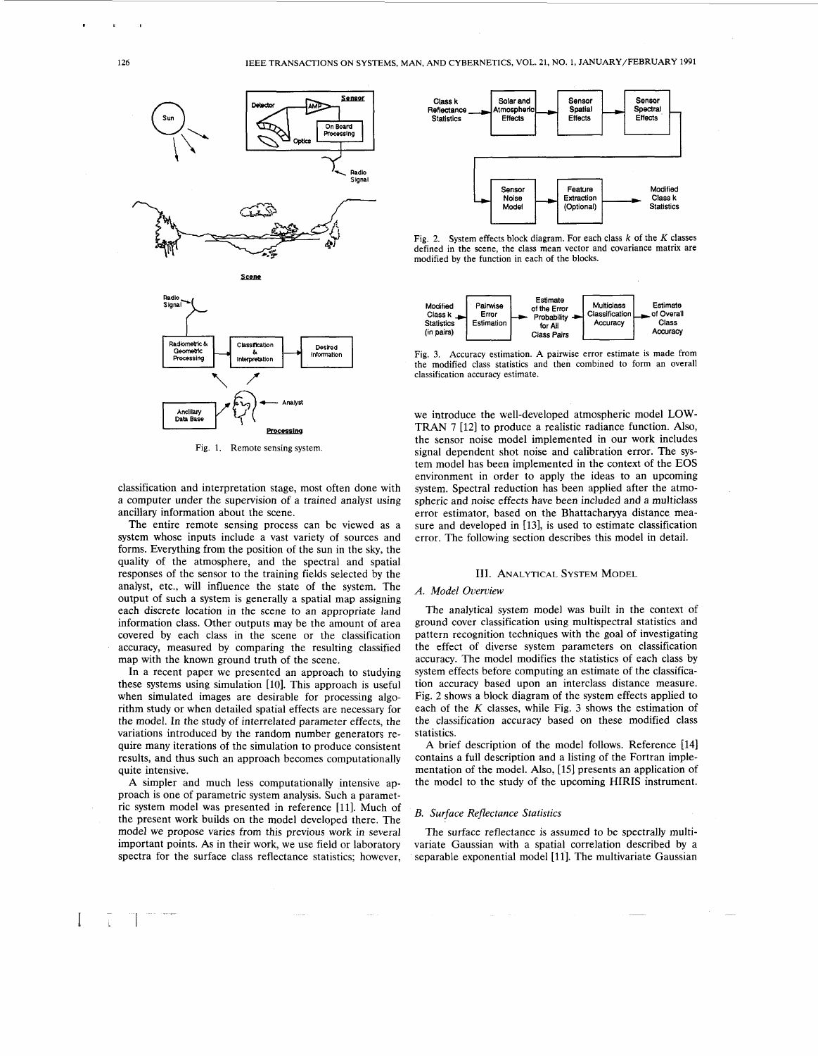Radio Signal

Radiometric & Geometric Processing

Classification & Interpretation

Desired Information

Analyst

Ancillary Data Base

Processing

Sensor

Detector

AMP

On Board Processing

Optics

Sun

Radio Signal

Scene

Fig. 1. Remote sensing system.

classification and interpretation stage, most often done with a computer under the supervision of a trained analyst using ancillary information about the scene.

The entire remote sensing process can be viewed as a system whose inputs include a vast variety of sources and forms. Everything from the position of the sun in the sky, the quality of the atmosphere, and the spectral and spatial responses of the sensor to the training fields selected by the analyst, etc., will influence the state of the system. The output of such a system is generally a spatial map assigning each discrete location in the scene to an appropriate land information class. Other outputs may be the amount of area covered by each class in the scene or the classification accuracy, measured by comparing the resulting classified map with the known ground truth of the scene.

In a recent paper we presented an approach to studying these systems using simulation [10]. This approach is useful when simulated images are desirable for processing algorithm study or when detailed spatial effects are necessary for the model. In the study of interrelated parameter effects, the variations introduced by the random number generators require many iterations of the simulation to produce consistent results, and thus such an approach becomes computationally quite intensive.

A simpler and much less computationally intensive approach is one of parametric system analysis. Such a parametric system model was presented in reference [11]. Much of the present work builds on the model developed there. The model we propose varies from this previous work in several important points. As in their work, we use field or laboratory spectra for the surface class reflectance statistics; however,

Class k Reflectance Statistics

Solar and Atmospheric Effects

Sensor Spatial Effects

Sensor Spectral Effects

Sensor Noise Model

Feature Extraction (Optional)

Modified Class k Statistics

Fig. 2. System effects block diagram. For each class $k$ of the $K$ classes defined in the scene, the class mean vector and covariance matrix are modified by the function in each of the blocks.

Modified Class k Statistics (in pairs)

Pairwise Error Estimation

Estimate of the Error Probability for All Class Pairs

Multiclass Classification Accuracy

Estimate of Overall Class Accuracy

Fig. 3. Accuracy estimation. A pairwise error estimate is made from the modified class statistics and then combined to form an overall classification accuracy estimate.

we introduce the well-developed atmospheric model LOWTRAN 7 [12] to produce a realistic radiance function. Also, the sensor noise model implemented in our work includes signal dependent shot noise and calibration error. The system model has been implemented in the context of the EOS environment in order to apply the ideas to an upcoming system. Spectral reduction has been applied after the atmospheric and noise effects have been included and a multiclass error estimator, based on the Bhattacharyya distance measure and developed in [13], is used to estimate classification error. The following section describes this model in detail.

## III. Analytical System Model

### A. Model Overview

The analytical system model was built in the context of ground cover classification using multispectral statistics and pattern recognition techniques with the goal of investigating the effect of diverse system parameters on classification accuracy. The model modifies the statistics of each class by system effects before computing an estimate of the classification accuracy based upon an interclass distance measure. Fig. 2 shows a block diagram of the system effects applied to each of the $K$ classes, while Fig. 3 shows the estimation of the classification accuracy based on these modified class statistics.

A brief description of the model follows. Reference [14] contains a full description and a listing of the Fortran implementation of the model. Also, [15] presents an application of the model to the study of the upcoming HIRIS instrument.

### B. Surface Reflectance Statistics

The surface reflectance is assumed to be spectrally multivariate Gaussian with a spatial correlation described by a separable exponential model [11]. The multivariate Gaussian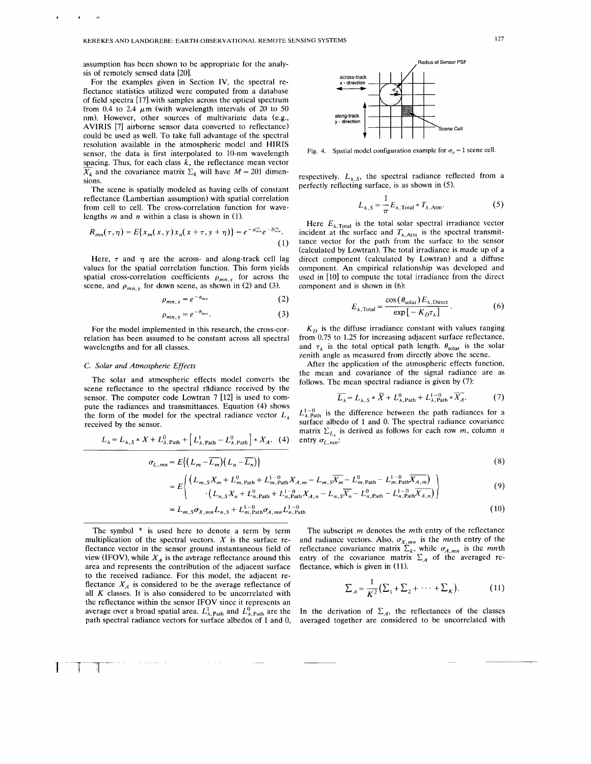assumption has been shown to be appropriate for the analysis of remotely sensed data [20].

For the examples given in Section IV, the spectral reflectance statistics utilized were computed from a database of field spectra [17] with samples across the optical spectrum from 0.4 to 2.4 μm (with wavelength intervals of 20 to 50 nm). However, other sources of multivariate data (e.g., AVIRIS [7] airborne sensor data converted to reflectance) could be used as well. To take full advantage of the spectral resolution available in the atmospheric model and HIRIS sensor, the data is first interpolated to 10-nm wavelength spacing. Thus, for each class $k$, the reflectance mean vector $\overline{X_k}$ and the covariance matrix $\Sigma_k$ will have $M = 201$ dimensions.

The scene is spatially modeled as having cells of constant reflectance (Lambertian assumption) with spatial correlation from cell to cell. The cross-correlation function for wavelengths $m$ and $n$ within a class is shown in (1).

$$R_{mn}(\tau, \eta) = E\{x_m(x, y) x_n(x + \tau, y + \eta)\} = e^{-a_{mn}|\tau|} e^{-b_{mn}|\eta|}. \quad (1)$$

Here, $\tau$ and $\eta$ are the across- and along-track cell lag values for the spatial correlation function. This form yields spatial cross-correlation coefficients $\rho_{mn,x}$ for across the scene, and $\rho_{mn,y}$ for down scene, as shown in (2) and (3).

$$\rho_{mn,x} = e^{-a_{mn}} \quad (2)$$

$$\rho_{mn,y} = e^{-b_{mn}}. \quad (3)$$

For the model implemented in this research, the cross-correlation has been assumed to be constant across all spectral wavelengths and for all classes.

### C. Solar and Atmospheric Effects

The solar and atmospheric effects model converts the scene reflectance to the spectral radiance received by the sensor. The computer code Lowtran 7 [12] is used to compute the radiances and transmittances. Equation (4) shows the form of the model for the spectral radiance vector $L_\lambda$ received by the sensor.

$$L_\lambda = L_{\lambda,S} * X + L^0_{\lambda,\text{Path}} + \left[L^1_{\lambda,\text{Path}} - L^0_{\lambda,\text{Path}}\right] * X_A. \quad (4)$$

The symbol * is used here to denote a term by term multiplication of the spectral vectors. $X$ is the surface reflectance vector in the sensor ground instantaneous field of view (IFOV), while $X_A$ is the average reflectance around this area and represents the contribution of the adjacent surface to the received radiance. For this model, the adjacent reflectance $X_A$ is considered to be the average reflectance of all $K$ classes. It is also considered to be uncorrelated with the reflectance within the sensor IFOV since it represents an average over a broad spatial area. $L^1_{\lambda,\text{Path}}$ and $L^0_{\lambda,\text{Path}}$ are the path spectral radiance vectors for surface albedos of 1 and 0, respectively. $L_{\lambda,S}$, the spectral radiance reflected from a perfectly reflecting surface, is as shown in (5).

Fig. 4. Spatial model configuration example for $\sigma_o = 1$ scene cell.

$$L_{\lambda,S} = \frac{1}{\pi} E_{\lambda,\text{Total}} * T_{\lambda,\text{Atm}}. \quad (5)$$

Here $E_{\lambda,\text{Total}}$ is the total solar spectral irradiance vector incident at the surface and $T_{\lambda,\text{Atm}}$ is the spectral transmittance vector for the path from the surface to the sensor (calculated by Lowtran). The total irradiance is made up of a direct component (calculated by Lowtran) and a diffuse component. An empirical relationship was developed and used in [10] to compute the total irradiance from the direct component and is shown in (6):

$$E_{\lambda,\text{Total}} = \frac{\cos(\theta_{\text{solar}}) E_{\lambda,\text{Direct}}}{\exp[-K_D \tau_\lambda]}. \quad (6)$$

$K_D$ is the diffuse irradiance constant with values ranging from 0.75 to 1.25 for increasing adjacent surface reflectance, and $\tau_\lambda$ is the total optical path length. $\theta_{\text{solar}}$ is the solar zenith angle as measured from directly above the scene.

After the application of the atmospheric effects function, the mean and covariance of the signal radiance are as follows. The mean spectral radiance is given by (7):

$$\overline{L_\lambda} = L_{\lambda,S} * \overline{X} + L^0_{\lambda,\text{Path}} + L^{1-0}_{\lambda,\text{Path}} * \overline{X_A}. \quad (7)$$

$L^{1-0}_{\lambda,\text{Path}}$ is the difference between the path radiances for a surface albedo of 1 and 0. The spectral radiance covariance matrix $\Sigma_{L_\lambda}$ is derived as follows for each row $m$, column $n$ entry $\sigma_{L,mn}$:

$$\sigma_{L,mn} = E\{(L_m - \overline{L_m})(L_n - \overline{L_n})\} \quad (8)$$

$$= E\left\{ \begin{array}{l} \left(L_{m,S}X_m + L^0_{m,\text{Path}} + L^{1-0}_{m,\text{Path}}X_{A,m} - L_{m,S}\overline{X_m} - L^0_{m,\text{Path}} - L^{1-0}_{m,\text{Path}}\overline{X_{A,m}}\right) \\ \cdot\left(L_{n,S}X_n + L^0_{n,\text{Path}} + L^{1-0}_{n,\text{Path}}X_{A,n} - L_{n,S}\overline{X_n} - L^0_{n,\text{Path}} - L^{1-0}_{n,\text{Path}}\overline{X_{A,n}}\right) \end{array} \right\} \quad (9)$$

$$= L_{m,S}\sigma_{X,mn}L_{n,S} + L^{1-0}_{m,\text{Path}}\sigma_{A,mn}L^{1-0}_{n,\text{Path}} \quad (10)$$

The subscript $m$ denotes the $m$th entry of the reflectance and radiance vectors. Also, $\sigma_{X,mn}$ is the $mn$th entry of the reflectance covariance matrix $\Sigma_k$, while $\sigma_{A,mn}$ is the $mn$th entry of the covariance matrix $\Sigma_A$ of the averaged reflectance, which is given in (11).

$$\Sigma_A = \frac{1}{K^2}(\Sigma_1 + \Sigma_2 + \cdots + \Sigma_K). \quad (11)$$

In the derivation of $\Sigma_A$, the reflectances of the classes averaged together are considered to be uncorrelated with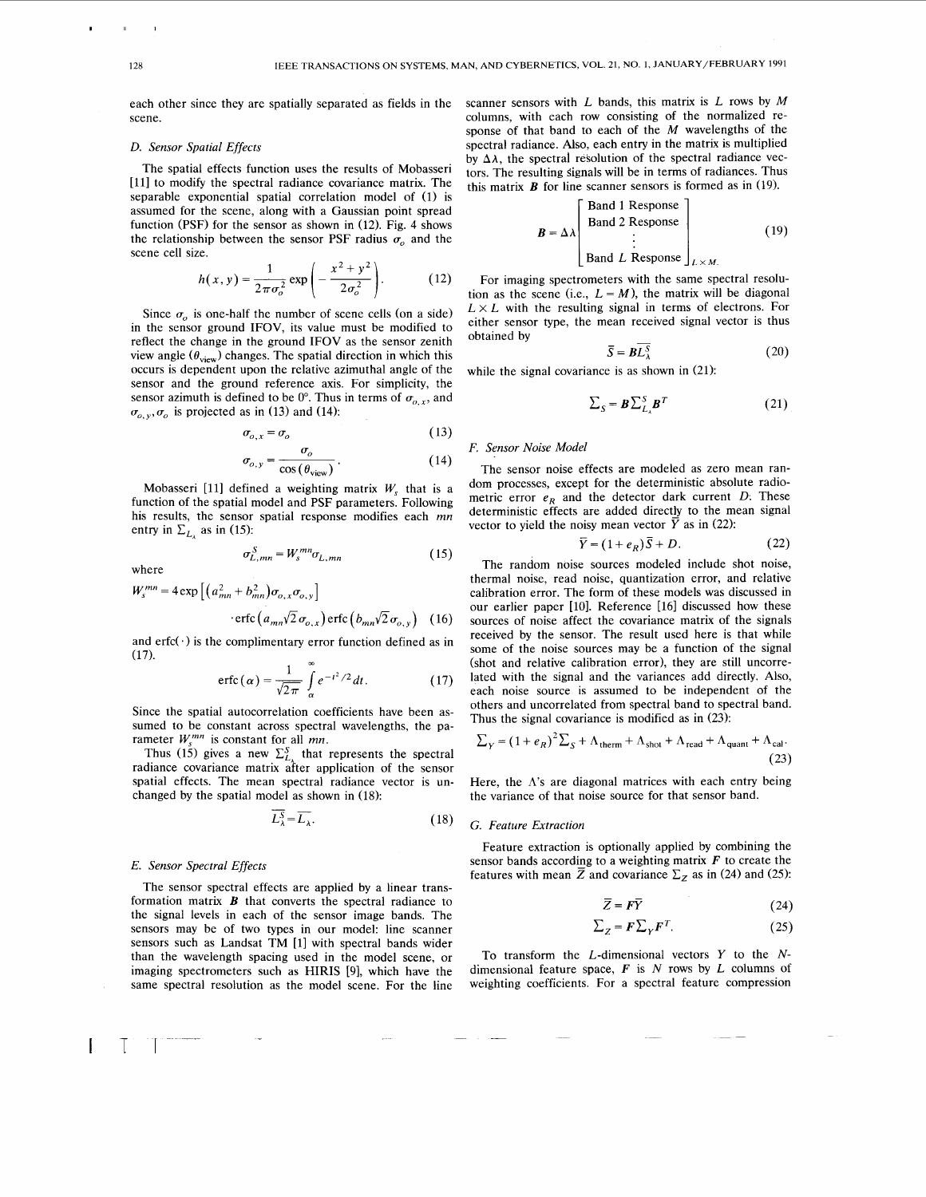each other since they are spatially separated as fields in the scene.

### D. Sensor Spatial Effects

The spatial effects function uses the results of Mobasseri [11] to modify the spectral radiance covariance matrix. The separable exponential spatial correlation model of (1) is assumed for the scene, along with a Gaussian point spread function (PSF) for the sensor as shown in (12). Fig. 4 shows the relationship between the sensor PSF radius $\sigma_o$ and the scene cell size.

$$h(x,y) = \frac{1}{2\pi\sigma_o^2}\exp\left(-\frac{x^2+y^2}{2\sigma_o^2}\right). \quad (12)$$

Since $\sigma_o$ is one-half the number of scene cells (on a side) in the sensor ground IFOV, its value must be modified to reflect the change in the ground IFOV as the sensor zenith view angle ($\theta_{\text{view}}$) changes. The spatial direction in which this occurs is dependent upon the relative azimuthal angle of the sensor and the ground reference axis. For simplicity, the sensor azimuth is defined to be 0°. Thus in terms of $\sigma_{o,x}$, and $\sigma_{o,y}$, $\sigma_o$ is projected as in (13) and (14):

$$\sigma_{o,x} = \sigma_o \quad (13)$$

$$\sigma_{o,y} = \frac{\sigma_o}{\cos(\theta_{\text{view}})}. \quad (14)$$

Mobasseri [11] defined a weighting matrix $W_s$ that is a function of the spatial model and PSF parameters. Following his results, the sensor spatial response modifies each $mn$ entry in $\Sigma_{L_\lambda}$ as in (15):

$$\sigma_{L,mn}^S = W_s^{mn}\sigma_{L,mn} \quad (15)$$

where

$$W_s^{mn} = 4\exp\left[(a_{mn}^2 + b_{mn}^2)\sigma_{o,x}\sigma_{o,y}\right] \cdot \operatorname{erfc}\left(a_{mn}\sqrt{2}\sigma_{o,x}\right)\operatorname{erfc}\left(b_{mn}\sqrt{2}\sigma_{o,y}\right) \quad (16)$$

and erfc(·) is the complimentary error function defined as in (17).

$$\operatorname{erfc}(\alpha) = \frac{1}{\sqrt{2\pi}}\int_\alpha^\infty e^{-t^2/2}\,dt. \quad (17)$$

Since the spatial autocorrelation coefficients have been assumed to be constant across spectral wavelengths, the parameter $W_s^{mn}$ is constant for all $mn$.

Thus (15) gives a new $\Sigma_{L_\lambda}^S$ that represents the spectral radiance covariance matrix after application of the sensor spatial effects. The mean spectral radiance vector is unchanged by the spatial model as shown in (18):

$$\overline{L_\lambda^S} = \overline{L_\lambda}. \quad (18)$$

### E. Sensor Spectral Effects

The sensor spectral effects are applied by a linear transformation matrix $\boldsymbol{B}$ that converts the spectral radiance to the signal levels in each of the sensor image bands. The sensors may be of two types in our model: line scanner sensors such as Landsat TM [1] with spectral bands wider than the wavelength spacing used in the model scene, or imaging spectrometers such as HIRIS [9], which have the same spectral resolution as the model scene. For the line scanner sensors with $L$ bands, this matrix is $L$ rows by $M$ columns, with each row consisting of the normalized response of that band to each of the $M$ wavelengths of the spectral radiance. Also, each entry in the matrix is multiplied by $\Delta\lambda$, the spectral resolution of the spectral radiance vectors. The resulting signals will be in terms of radiances. Thus this matrix $\boldsymbol{B}$ for line scanner sensors is formed as in (19).

$$\boldsymbol{B} = \Delta\lambda \begin{bmatrix} \text{Band 1 Response} \\ \text{Band 2 Response} \\ \vdots \\ \text{Band } L \text{ Response} \end{bmatrix}_{L\times M}. \quad (19)$$

For imaging spectrometers with the same spectral resolution as the scene (i.e., $L = M$), the matrix will be diagonal $L \times L$ with the resulting signal in terms of electrons. For either sensor type, the mean received signal vector is thus obtained by

$$\overline{S} = \boldsymbol{B}\overline{L_\lambda^S} \quad (20)$$

while the signal covariance is as shown in (21):

$$\Sigma_S = \boldsymbol{B}\Sigma_{L_\lambda}^S\boldsymbol{B}^T \quad (21)$$

### F. Sensor Noise Model

The sensor noise effects are modeled as zero mean random processes, except for the deterministic absolute radiometric error $e_R$ and the detector dark current $D$. These deterministic effects are added directly to the mean signal vector to yield the noisy mean vector $\overline{Y}$ as in (22):

$$\overline{Y} = (1+e_R)\overline{S} + D. \quad (22)$$

The random noise sources modeled include shot noise, thermal noise, read noise, quantization error, and relative calibration error. The form of these models was discussed in our earlier paper [10]. Reference [16] discussed how these sources of noise affect the covariance matrix of the signals received by the sensor. The result used here is that while some of the noise sources may be a function of the signal (shot and relative calibration error), they are still uncorrelated with the signal and the variances add directly. Also, each noise source is assumed to be independent of the others and uncorrelated from spectral band to spectral band. Thus the signal covariance is modified as in (23):

$$\Sigma_Y = (1+e_R)^2\Sigma_S + \Lambda_{\text{therm}} + \Lambda_{\text{shot}} + \Lambda_{\text{read}} + \Lambda_{\text{quant}} + \Lambda_{\text{cal}}. \quad (23)$$

Here, the $\Lambda$'s are diagonal matrices with each entry being the variance of that noise source for that sensor band.

### G. Feature Extraction

Feature extraction is optionally applied by combining the sensor bands according to a weighting matrix $F$ to create the features with mean $\overline{Z}$ and covariance $\Sigma_Z$ as in (24) and (25):

$$\overline{Z} = F\overline{Y} \quad (24)$$

$$\Sigma_Z = F\Sigma_Y F^T. \quad (25)$$

To transform the $L$-dimensional vectors $Y$ to the $N$-dimensional feature space, $F$ is $N$ rows by $L$ columns of weighting coefficients. For a spectral feature compression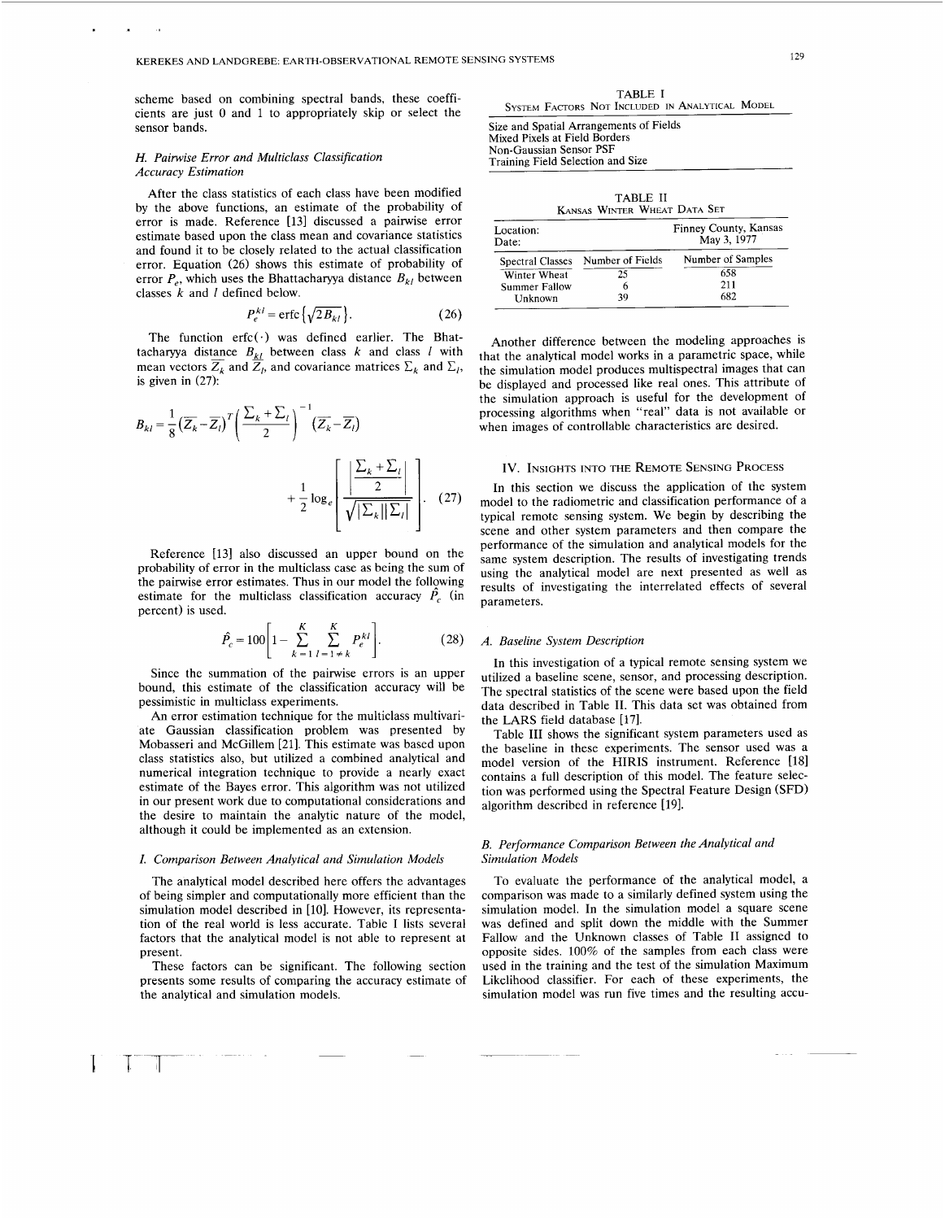scheme based on combining spectral bands, these coefficients are just 0 and 1 to appropriately skip or select the sensor bands.

### *H. Pairwise Error and Multiclass Classification Accuracy Estimation*

After the class statistics of each class have been modified by the above functions, an estimate of the probability of error is made. Reference [13] discussed a pairwise error estimate based upon the class mean and covariance statistics and found it to be closely related to the actual classification error. Equation (26) shows this estimate of probability of error $P_e$, which uses the Bhattacharyya distance $B_{kl}$ between classes $k$ and $l$ defined below.

$$P_e^{kl} = \operatorname{erfc}\left\{\sqrt{2B_{kl}}\right\}. \tag{26}$$

The function erfc(·) was defined earlier. The Bhattacharyya distance $B_{kl}$ between class $k$ and class $l$ with mean vectors $\overline{Z}_k$ and $\overline{Z}_l$, and covariance matrices $\Sigma_k$ and $\Sigma_l$, is given in (27):

$$B_{kl} = \frac{1}{8}\left(\overline{Z}_k - \overline{Z}_l\right)^T \left(\frac{\Sigma_k + \Sigma_l}{2}\right)^{-1} \left(\overline{Z}_k - \overline{Z}_l\right) + \frac{1}{2}\log_e\left[\frac{\left|\frac{\Sigma_k + \Sigma_l}{2}\right|}{\sqrt{|\Sigma_k||\Sigma_l|}}\right]. \tag{27}$$

Reference [13] also discussed an upper bound on the probability of error in the multiclass case as being the sum of the pairwise error estimates. Thus in our model the following estimate for the multiclass classification accuracy $\hat{P}_c$ (in percent) is used.

$$\hat{P}_c = 100\left[1 - \sum_{k=1}^{K} \sum_{l=1 \neq k}^{K} P_e^{kl}\right]. \tag{28}$$

Since the summation of the pairwise errors is an upper bound, this estimate of the classification accuracy will be pessimistic in multiclass experiments.

An error estimation technique for the multiclass multivariate Gaussian classification problem was presented by Mobasseri and McGillem [21]. This estimate was based upon class statistics also, but utilized a combined analytical and numerical integration technique to provide a nearly exact estimate of the Bayes error. This algorithm was not utilized in our present work due to computational considerations and the desire to maintain the analytic nature of the model, although it could be implemented as an extension.

### *I. Comparison Between Analytical and Simulation Models*

The analytical model described here offers the advantages of being simpler and computationally more efficient than the simulation model described in [10]. However, its representation of the real world is less accurate. Table I lists several factors that the analytical model is not able to represent at present.

These factors can be significant. The following section presents some results of comparing the accuracy estimate of the analytical and simulation models.

TABLE I
System Factors Not Included in Analytical Model

| |
|---|
| Size and Spatial Arrangements of Fields |
| Mixed Pixels at Field Borders |
| Non-Gaussian Sensor PSF |
| Training Field Selection and Size |

TABLE II
Kansas Winter Wheat Data Set

| Location: | | Finney County, Kansas |
|---|---|---|
| Date: | | May 3, 1977 |
| Spectral Classes | Number of Fields | Number of Samples |
| Winter Wheat | 25 | 658 |
| Summer Fallow | 6 | 211 |
| Unknown | 39 | 682 |

Another difference between the modeling approaches is that the analytical model works in a parametric space, while the simulation model produces multispectral images that can be displayed and processed like real ones. This attribute of the simulation approach is useful for the development of processing algorithms when "real" data is not available or when images of controllable characteristics are desired.

## IV. Insights into the Remote Sensing Process

In this section we discuss the application of the system model to the radiometric and classification performance of a typical remote sensing system. We begin by describing the scene and other system parameters and then compare the performance of the simulation and analytical models for the same system description. The results of investigating trends using the analytical model are next presented as well as results of investigating the interrelated effects of several parameters.

### *A. Baseline System Description*

In this investigation of a typical remote sensing system we utilized a baseline scene, sensor, and processing description. The spectral statistics of the scene were based upon the field data described in Table II. This data set was obtained from the LARS field database [17].

Table III shows the significant system parameters used as the baseline in these experiments. The sensor used was a model version of the HIRIS instrument. Reference [18] contains a full description of this model. The feature selection was performed using the Spectral Feature Design (SFD) algorithm described in reference [19].

### *B. Performance Comparison Between the Analytical and Simulation Models*

To evaluate the performance of the analytical model, a comparison was made to a similarly defined system using the simulation model. In the simulation model a square scene was defined and split down the middle with the Summer Fallow and the Unknown classes of Table II assigned to opposite sides. 100% of the samples from each class were used in the training and the test of the simulation Maximum Likelihood classifier. For each of these experiments, the simulation model was run five times and the resulting accu-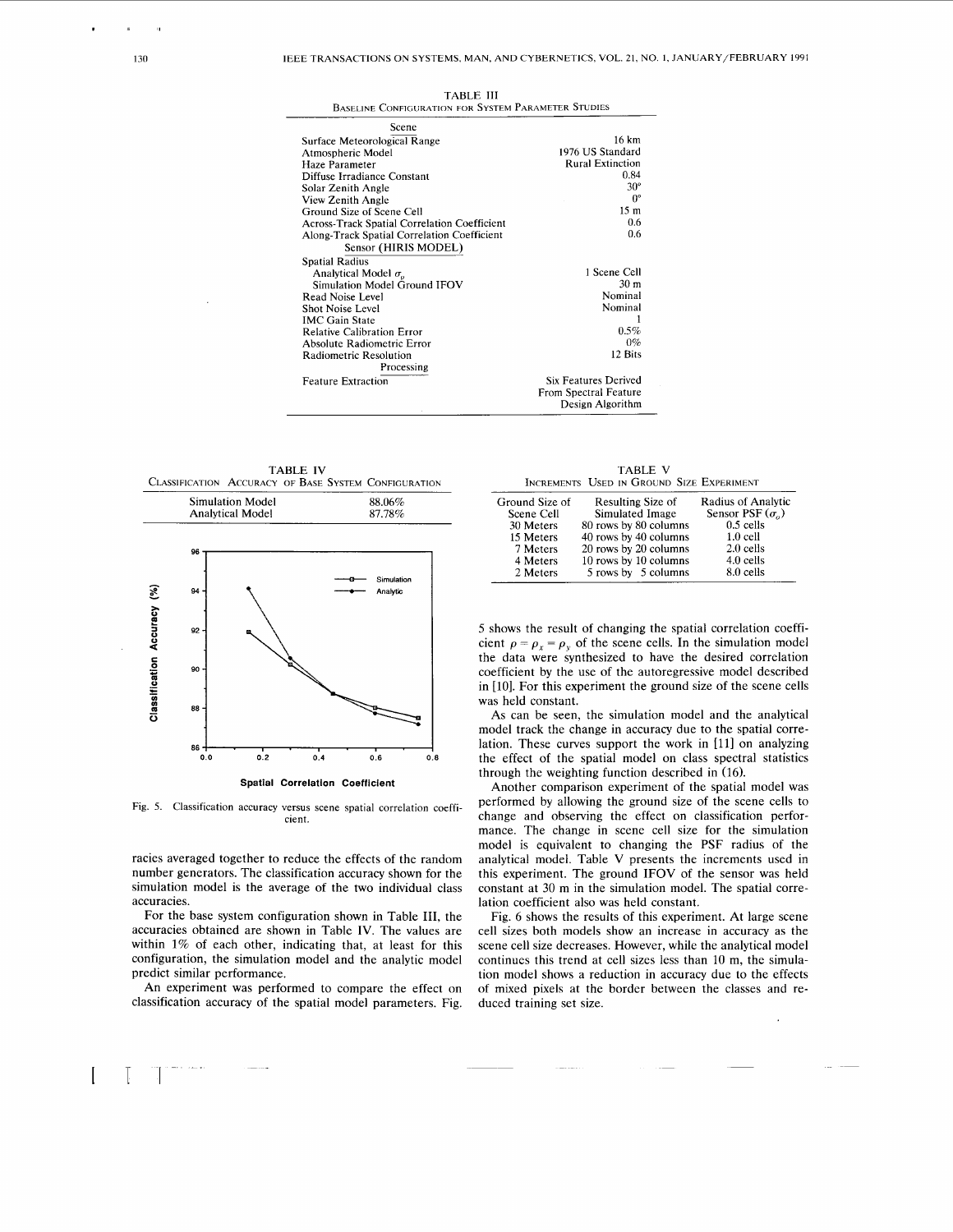TABLE III
BASELINE CONFIGURATION FOR SYSTEM PARAMETER STUDIES

| Scene | |
|---|---|
| Surface Meteorological Range | 16 km |
| Atmospheric Model | 1976 US Standard |
| Haze Parameter | Rural Extinction |
| Diffuse Irradiance Constant | 0.84 |
| Solar Zenith Angle | 30° |
| View Zenith Angle | 0° |
| Ground Size of Scene Cell | 15 m |
| Across-Track Spatial Correlation Coefficient | 0.6 |
| Along-Track Spatial Correlation Coefficient | 0.6 |
| **Sensor (HIRIS MODEL)** | |
| Spatial Radius | |
| Analytical Model $\sigma_o$ | 1 Scene Cell |
| Simulation Model Ground IFOV | 30 m |
| Read Noise Level | Nominal |
| Shot Noise Level | Nominal |
| IMC Gain State | 1 |
| Relative Calibration Error | 0.5% |
| Absolute Radiometric Error | 0% |
| Radiometric Resolution | 12 Bits |
| **Processing** | |
| Feature Extraction | Six Features Derived From Spectral Feature Design Algorithm |

TABLE IV
CLASSIFICATION ACCURACY OF BASE SYSTEM CONFIGURATION

| | |
|---|---|
| Simulation Model | 88.06% |
| Analytical Model | 87.78% |

Fig. 5. Classification accuracy versus scene spatial correlation coefficient.

racies averaged together to reduce the effects of the random number generators. The classification accuracy shown for the simulation model is the average of the two individual class accuracies.

For the base system configuration shown in Table III, the accuracies obtained are shown in Table IV. The values are within 1% of each other, indicating that, at least for this configuration, the simulation model and the analytic model predict similar performance.

An experiment was performed to compare the effect on classification accuracy of the spatial model parameters. Fig. 5 shows the result of changing the spatial correlation coefficient $\rho = \rho_x = \rho_y$ of the scene cells. In the simulation model the data were synthesized to have the desired correlation coefficient by the use of the autoregressive model described in [10]. For this experiment the ground size of the scene cells was held constant.

As can be seen, the simulation model and the analytical model track the change in accuracy due to the spatial correlation. These curves support the work in [11] on analyzing the effect of the spatial model on class spectral statistics through the weighting function described in (16).

Another comparison experiment of the spatial model was performed by allowing the ground size of the scene cells to change and observing the effect on classification performance. The change in scene cell size for the simulation model is equivalent to changing the PSF radius of the analytical model. Table V presents the increments used in this experiment. The ground IFOV of the sensor was held constant at 30 m in the simulation model. The spatial correlation coefficient also was held constant.

TABLE V
INCREMENTS USED IN GROUND SIZE EXPERIMENT

| Ground Size of Scene Cell | Resulting Size of Simulated Image | Radius of Analytic Sensor PSF ($\sigma_o$) |
|---|---|---|
| 30 Meters | 80 rows by 80 columns | 0.5 cells |
| 15 Meters | 40 rows by 40 columns | 1.0 cell |
| 7 Meters | 20 rows by 20 columns | 2.0 cells |
| 4 Meters | 10 rows by 10 columns | 4.0 cells |
| 2 Meters | 5 rows by 5 columns | 8.0 cells |

Fig. 6 shows the results of this experiment. At large scene cell sizes both models show an increase in accuracy as the scene cell size decreases. However, while the analytical model continues this trend at cell sizes less than 10 m, the simulation model shows a reduction in accuracy due to the effects of mixed pixels at the border between the classes and reduced training set size.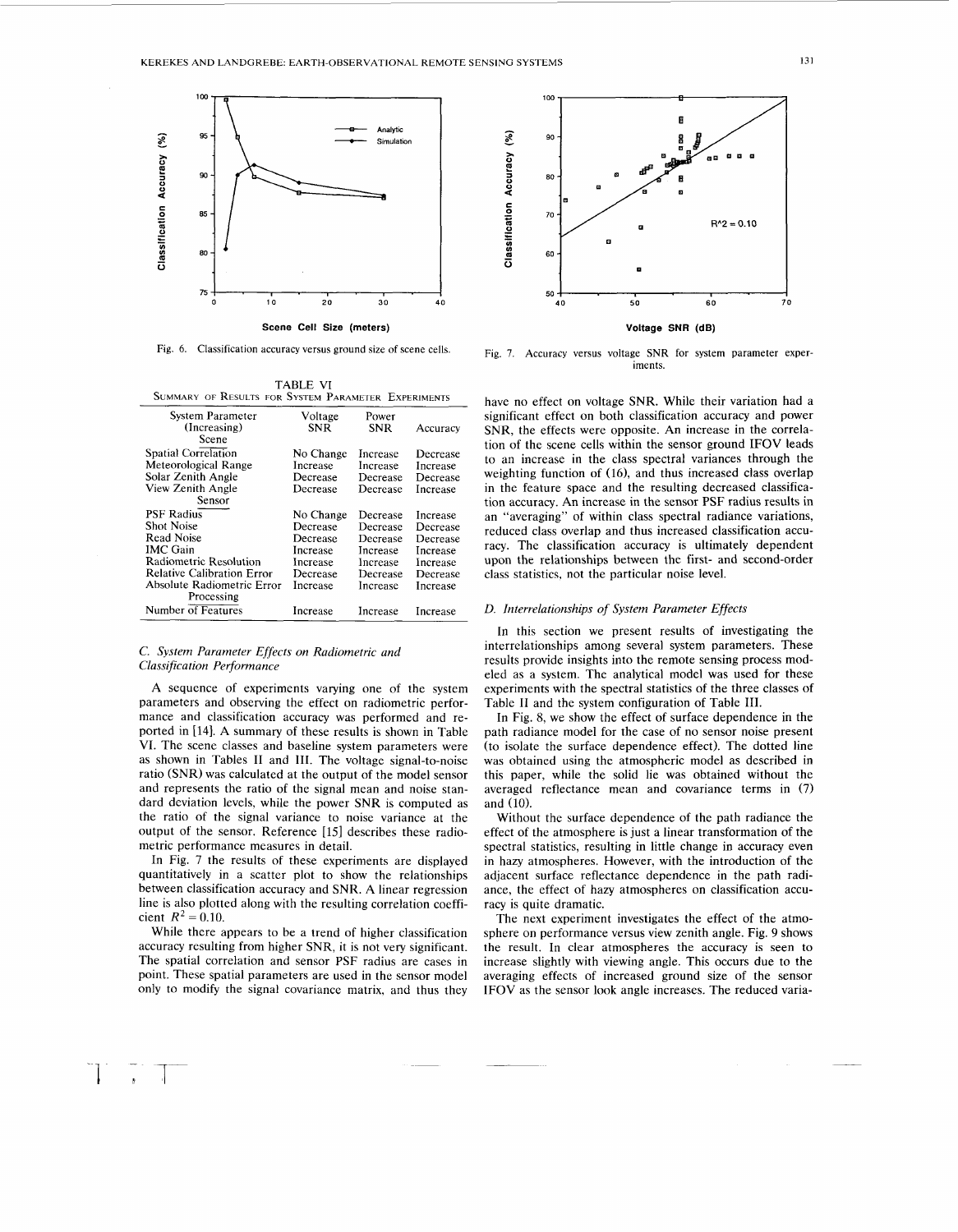Fig. 6. Classification accuracy versus ground size of scene cells.

Fig. 7. Accuracy versus voltage SNR for system parameter experiments.

TABLE VI
SUMMARY OF RESULTS FOR SYSTEM PARAMETER EXPERIMENTS

| System Parameter (Increasing) | Voltage SNR | Power SNR | Accuracy |
|---|---|---|---|
| *Scene* | | | |
| Spatial Correlation | No Change | Increase | Decrease |
| Meteorological Range | Increase | Increase | Increase |
| Solar Zenith Angle | Decrease | Decrease | Decrease |
| View Zenith Angle | Decrease | Decrease | Increase |
| *Sensor* | | | |
| PSF Radius | No Change | Decrease | Increase |
| Shot Noise | Decrease | Decrease | Decrease |
| Read Noise | Decrease | Decrease | Decrease |
| IMC Gain | Increase | Increase | Increase |
| Radiometric Resolution | Increase | Increase | Increase |
| Relative Calibration Error | Decrease | Decrease | Decrease |
| Absolute Radiometric Error | Increase | Increase | Increase |
| *Processing* | | | |
| Number of Features | Increase | Increase | Increase |

### C. System Parameter Effects on Radiometric and Classification Performance

A sequence of experiments varying one of the system parameters and observing the effect on radiometric performance and classification accuracy was performed and reported in [14]. A summary of these results is shown in Table VI. The scene classes and baseline system parameters were as shown in Tables II and III. The voltage signal-to-noise ratio (SNR) was calculated at the output of the model sensor and represents the ratio of the signal mean and noise standard deviation levels, while the power SNR is computed as the ratio of the signal variance to noise variance at the output of the sensor. Reference [15] describes these radiometric performance measures in detail.

In Fig. 7 the results of these experiments are displayed quantitatively in a scatter plot to show the relationships between classification accuracy and SNR. A linear regression line is also plotted along with the resulting correlation coefficient $R^2 = 0.10$.

While there appears to be a trend of higher classification accuracy resulting from higher SNR, it is not very significant. The spatial correlation and sensor PSF radius are cases in point. These spatial parameters are used in the sensor model only to modify the signal covariance matrix, and thus they have no effect on voltage SNR. While their variation had a significant effect on both classification accuracy and power SNR, the effects were opposite. An increase in the correlation of the scene cells within the sensor ground IFOV leads to an increase in the class spectral variances through the weighting function of (16), and thus increased class overlap in the feature space and the resulting decreased classification accuracy. An increase in the sensor PSF radius results in an "averaging" of within class spectral radiance variations, reduced class overlap and thus increased classification accuracy. The classification accuracy is ultimately dependent upon the relationships between the first- and second-order class statistics, not the particular noise level.

### D. Interrelationships of System Parameter Effects

In this section we present results of investigating the interrelationships among several system parameters. These results provide insights into the remote sensing process modeled as a system. The analytical model was used for these experiments with the spectral statistics of the three classes of Table II and the system configuration of Table III.

In Fig. 8, we show the effect of surface dependence in the path radiance model for the case of no sensor noise present (to isolate the surface dependence effect). The dotted line was obtained using the atmospheric model as described in this paper, while the solid lie was obtained without the averaged reflectance mean and covariance terms in (7) and (10).

Without the surface dependence of the path radiance the effect of the atmosphere is just a linear transformation of the spectral statistics, resulting in little change in accuracy even in hazy atmospheres. However, with the introduction of the adjacent surface reflectance dependence in the path radiance, the effect of hazy atmospheres on classification accuracy is quite dramatic.

The next experiment investigates the effect of the atmosphere on performance versus view zenith angle. Fig. 9 shows the result. In clear atmospheres the accuracy is seen to increase slightly with viewing angle. This occurs due to the averaging effects of increased ground size of the sensor IFOV as the sensor look angle increases. The reduced varia-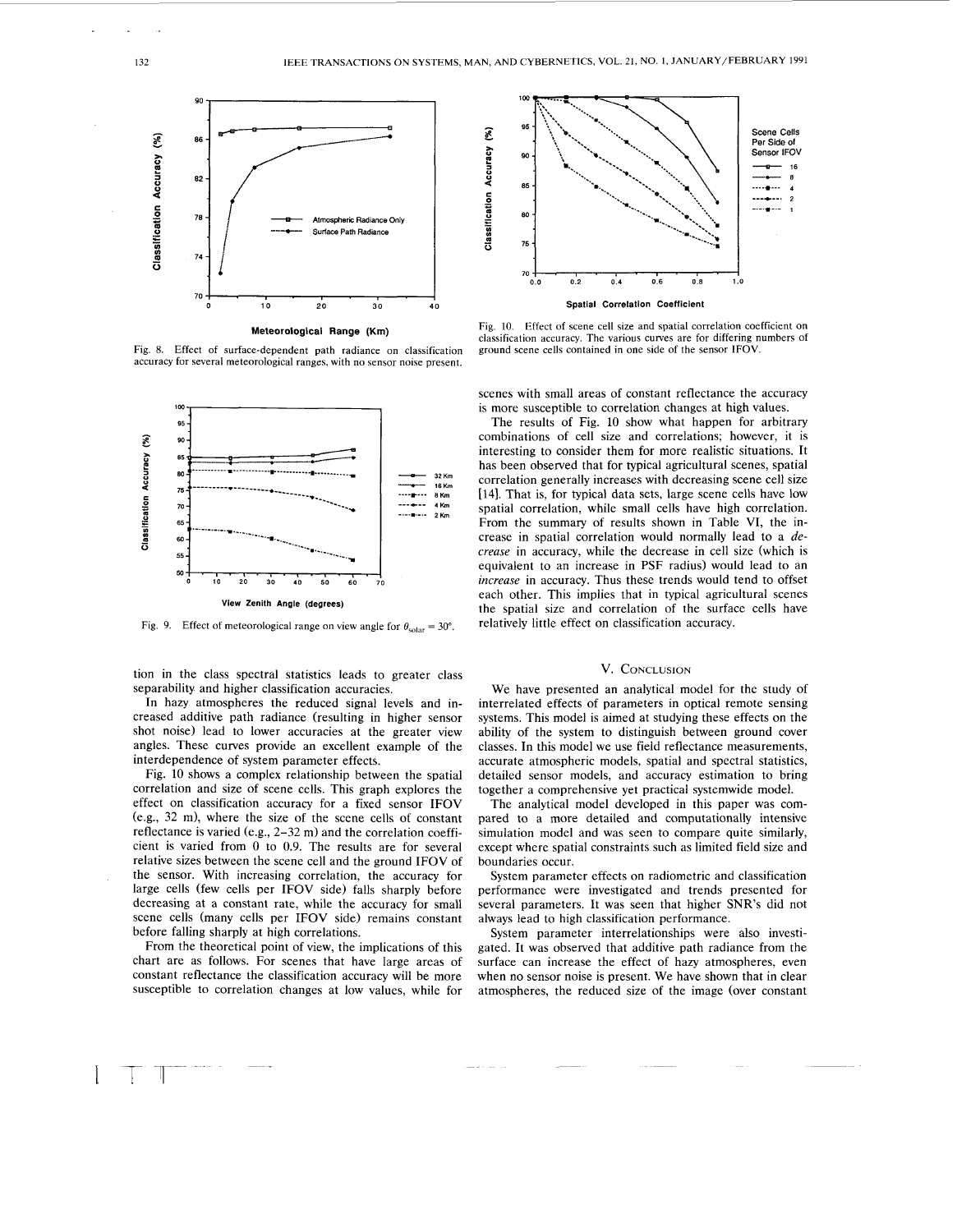Fig. 8. Effect of surface-dependent path radiance on classification accuracy for several meteorological ranges, with no sensor noise present.

Fig. 9. Effect of meteorological range on view angle for $\theta_{solar} = 30°$.

tion in the class spectral statistics leads to greater class separability and higher classification accuracies.

In hazy atmospheres the reduced signal levels and increased additive path radiance (resulting in higher sensor shot noise) lead to lower accuracies at the greater view angles. These curves provide an excellent example of the interdependence of system parameter effects.

Fig. 10 shows a complex relationship between the spatial correlation and size of scene cells. This graph explores the effect on classification accuracy for a fixed sensor IFOV (e.g., 32 m), where the size of the scene cells of constant reflectance is varied (e.g., 2–32 m) and the correlation coefficient is varied from 0 to 0.9. The results are for several relative sizes between the scene cell and the ground IFOV of the sensor. With increasing correlation, the accuracy for large cells (few cells per IFOV side) falls sharply before decreasing at a constant rate, while the accuracy for small scene cells (many cells per IFOV side) remains constant before falling sharply at high correlations.

From the theoretical point of view, the implications of this chart are as follows. For scenes that have large areas of constant reflectance the classification accuracy will be more susceptible to correlation changes at low values, while for

Fig. 10. Effect of scene cell size and spatial correlation coefficient on classification accuracy. The various curves are for differing numbers of ground scene cells contained in one side of the sensor IFOV.

scenes with small areas of constant reflectance the accuracy is more susceptible to correlation changes at high values.

The results of Fig. 10 show what happen for arbitrary combinations of cell size and correlations; however, it is interesting to consider them for more realistic situations. It has been observed that for typical agricultural scenes, spatial correlation generally increases with decreasing scene cell size [14]. That is, for typical data sets, large scene cells have low spatial correlation, while small cells have high correlation. From the summary of results shown in Table VI, the increase in spatial correlation would normally lead to a *decrease* in accuracy, while the decrease in cell size (which is equivalent to an increase in PSF radius) would lead to an *increase* in accuracy. Thus these trends would tend to offset each other. This implies that in typical agricultural scenes the spatial size and correlation of the surface cells have relatively little effect on classification accuracy.

## V. Conclusion

We have presented an analytical model for the study of interrelated effects of parameters in optical remote sensing systems. This model is aimed at studying these effects on the ability of the system to distinguish between ground cover classes. In this model we use field reflectance measurements, accurate atmospheric models, spatial and spectral statistics, detailed sensor models, and accuracy estimation to bring together a comprehensive yet practical systemwide model.

The analytical model developed in this paper was compared to a more detailed and computationally intensive simulation model and was seen to compare quite similarly, except where spatial constraints such as limited field size and boundaries occur.

System parameter effects on radiometric and classification performance were investigated and trends presented for several parameters. It was seen that higher SNR's did not always lead to high classification performance.

System parameter interrelationships were also investigated. It was observed that additive path radiance from the surface can increase the effect of hazy atmospheres, even when no sensor noise is present. We have shown that in clear atmospheres, the reduced size of the image (over constant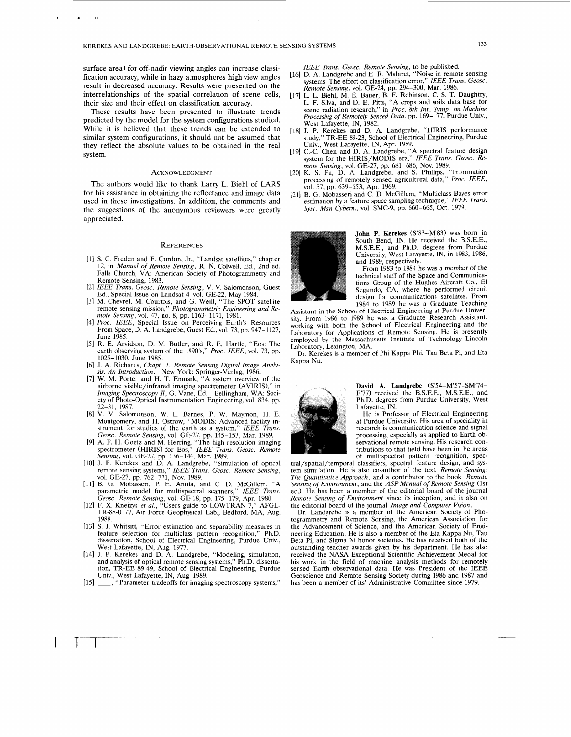surface area) for off-nadir viewing angles can increase classification accuracy, while in hazy atmospheres high view angles result in decreased accuracy. Results were presented on the interrelationships of the spatial correlation of scene cells, their size and their effect on classification accuracy.

These results have been presented to illustrate trends predicted by the model for the system configurations studied. While it is believed that these trends can be extended to similar system configurations, it should not be assumed that they reflect the absolute values to be obtained in the real system.

## Acknowledgment

The authors would like to thank Larry L. Biehl of LARS for his assistance in obtaining the reflectance and image data used in these investigations. In addition, the comments and the suggestions of the anonymous reviewers were greatly appreciated.

## References

[1] S. C. Freden and F. Gordon, Jr., "Landsat satellites," chapter 12, in *Manual of Remote Sensing*, R. N. Colwell, Ed., 2nd ed. Falls Church, VA: American Society of Photogrammetry and Remote Sensing, 1983.

[2] *IEEE Trans. Geosc. Remote Sensing*, V. V. Salomonson, Guest Ed., Special Issue on Landsat-4, vol. GE-22, May 1984.

[3] M. Chevrel, M. Courtois, and G. Weill, "The SPOT satellite remote sensing mission," *Photogrammetric Engineering and Remote Sensing*, vol. 47, no. 8, pp. 1163–1171, 1981.

[4] *Proc. IEEE*, Special Issue on Perceiving Earth's Resources From Space, D. A. Landgrebe, Guest Ed., vol. 73, pp. 947–1127, June 1985.

[5] R. E. Arvidson, D. M. Butler, and R. E. Hartle, "Eos: The earth observing system of the 1990's," *Proc. IEEE*, vol. 73, pp. 1025–1030, June 1985.

[6] J. A. Richards, *Chapt. 1, Remote Sensing Digital Image Analysis: An Introduction*. New York: Springer-Verlag, 1986.

[7] W. M. Porter and H. T. Enmark, "A system overview of the airborne visible/infrared imaging spectrometer (AVIRIS)," in *Imaging Spectroscopy II*, G. Vane, Ed. Bellingham, WA: Society of Photo-Optical Instrumentation Engineering, vol. 834, pp. 22–31, 1987.

[8] V. V. Salomonson, W. L. Barnes, P. W. Maymon, H. E. Montgomery, and H. Ostrow, "MODIS: Advanced facility instrument for studies of the earth as a system," *IEEE Trans. Geosc. Remote Sensing*, vol. GE-27, pp. 145–153, Mar. 1989.

[9] A. F. H. Goetz and M. Herring, "The high resolution imaging spectrometer (HIRIS) for Eos," *IEEE Trans. Geosc. Remote Sensing*, vol. GE-27, pp. 136–144, Mar. 1989.

[10] J. P. Kerekes and D. A. Landgrebe, "Simulation of optical remote sensing systems," *IEEE Trans. Geosc. Remote Sensing*, vol. GE-27, pp. 762–771, Nov. 1989.

[11] B. G. Mobasseri, P. E. Anuta, and C. D. McGillem, "A parametric model for multispectral scanners," *IEEE Trans. Geosc. Remote Sensing*, vol. GE-18, pp. 175–179, Apr. 1980.

[12] F. X. Kneizys *et al.*, "Users guide to LOWTRAN 7," AFGL-TR-88-0177, Air Force Geophysical Lab., Bedford, MA, Aug. 1988.

[13] S. J. Whitsitt, "Error estimation and separability measures in feature selection for multiclass pattern recognition," Ph.D. dissertation, School of Electrical Engineering, Purdue Univ., West Lafayette, IN, Aug. 1977.

[14] J. P. Kerekes and D. A. Landgrebe, "Modeling, simulation, and analysis of optical remote sensing systems," Ph.D. dissertation, TR-EE 89-49, School of Electrical Engineering, Purdue Univ., West Lafayette, IN, Aug. 1989.

[15] ——, "Parameter tradeoffs for imaging spectroscopy systems," *IEEE Trans. Geosc. Remote Sensing*, to be published.

[16] D. A. Landgrebe and E. R. Malaret, "Noise in remote sensing systems: The effect on classification error," *IEEE Trans. Geosc. Remote Sensing*, vol. GE-24, pp. 294–300, Mar. 1986.

[17] L. L. Biehl, M. E. Bauer, B. F. Robinson, C. S. T. Daughtry, L. F. Silva, and D. E. Pitts, "A crops and soils data base for scene radiation research," in *Proc. 8th Int. Symp. on Machine Processing of Remotely Sensed Data*, pp. 169–177, Purdue Univ., West Lafayette, IN, 1982.

[18] J. P. Kerekes and D. A. Landgrebe, "HIRIS performance study," TR-EE 89-23, School of Electrical Engineering, Purdue Univ., West Lafayette, IN, Apr. 1989.

[19] C.-C. Chen and D. A. Landgrebe, "A spectral feature design system for the HIRIS/MODIS era," *IEEE Trans. Geosc. Remote Sensing*, vol. GE-27, pp. 681–686, Nov. 1989.

[20] K. S. Fu, D. A. Landgrebe, and S. Phillips, "Information processing of remotely sensed agricultural data," *Proc. IEEE*, vol. 57, pp. 639–653, Apr. 1969.

[21] B. G. Mobasseri and C. D. McGillem, "Multiclass Bayes error estimation by a feature space sampling technique," *IEEE Trans. Syst. Man Cybern.*, vol. SMC-9, pp. 660–665, Oct. 1979.

**John P. Kerekes** (S'83–M'83) was born in South Bend, IN. He received the B.S.E.E., M.S.E.E., and Ph.D. degrees from Purdue University, West Lafayette, IN, in 1983, 1986, and 1989, respectively.

From 1983 to 1984 he was a member of the technical staff of the Space and Communications Group of the Hughes Aircraft Co., El Segundo, CA, where he performed circuit design for communications satellites. From 1984 to 1989 he was a Graduate Teaching Assistant in the School of Electrical Engineering at Purdue University. From 1986 to 1989 he was a Graduate Research Assistant, working with both the School of Electrical Engineering and the Laboratory for Applications of Remote Sensing. He is presently employed by the Massachusetts Institute of Technology Lincoln Laboratory, Lexington, MA.

Dr. Kerekes is a member of Phi Kappa Phi, Tau Beta Pi, and Eta Kappa Nu.

**David A. Landgrebe** (S'54–M'57–SM'74–F'77) received the B.S.E.E., M.S.E.E., and Ph.D. degrees from Purdue University, West Lafayette, IN.

He is Professor of Electrical Engineering at Purdue University. His area of speciality in research is communication science and signal processing, especially as applied to Earth observational remote sensing. His research contributions to that field have been in the areas of multispectral pattern recognition, spectral/spatial/temporal classifiers, spectral feature design, and system simulation. He is also co-author of the text, *Remote Sensing: The Quantitative Approach*, and a contributor to the book, *Remote Sensing of Environment*, and the *ASP Manual of Remote Sensing* (1st ed.). He has been a member of the editorial board of the journal *Remote Sensing of Environment* since its inception, and is also on the editorial board of the journal *Image and Computer Vision*.

Dr. Landgrebe is a member of the American Society of Photogrammetry and Remote Sensing, the American Association for the Advancement of Science, and the American Society of Engineering Education. He is also a member of the Eta Kappa Nu, Tau Beta Pi, and Sigma Xi honor societies. He has received both of the outstanding teacher awards given by his department. He has also received the NASA Exceptional Scientific Achievement Medal for his work in the field of machine analysis methods for remotely sensed Earth observational data. He was President of the IEEE Geoscience and Remote Sensing Society during 1986 and 1987 and has been a member of its' Administrative Committee since 1979.